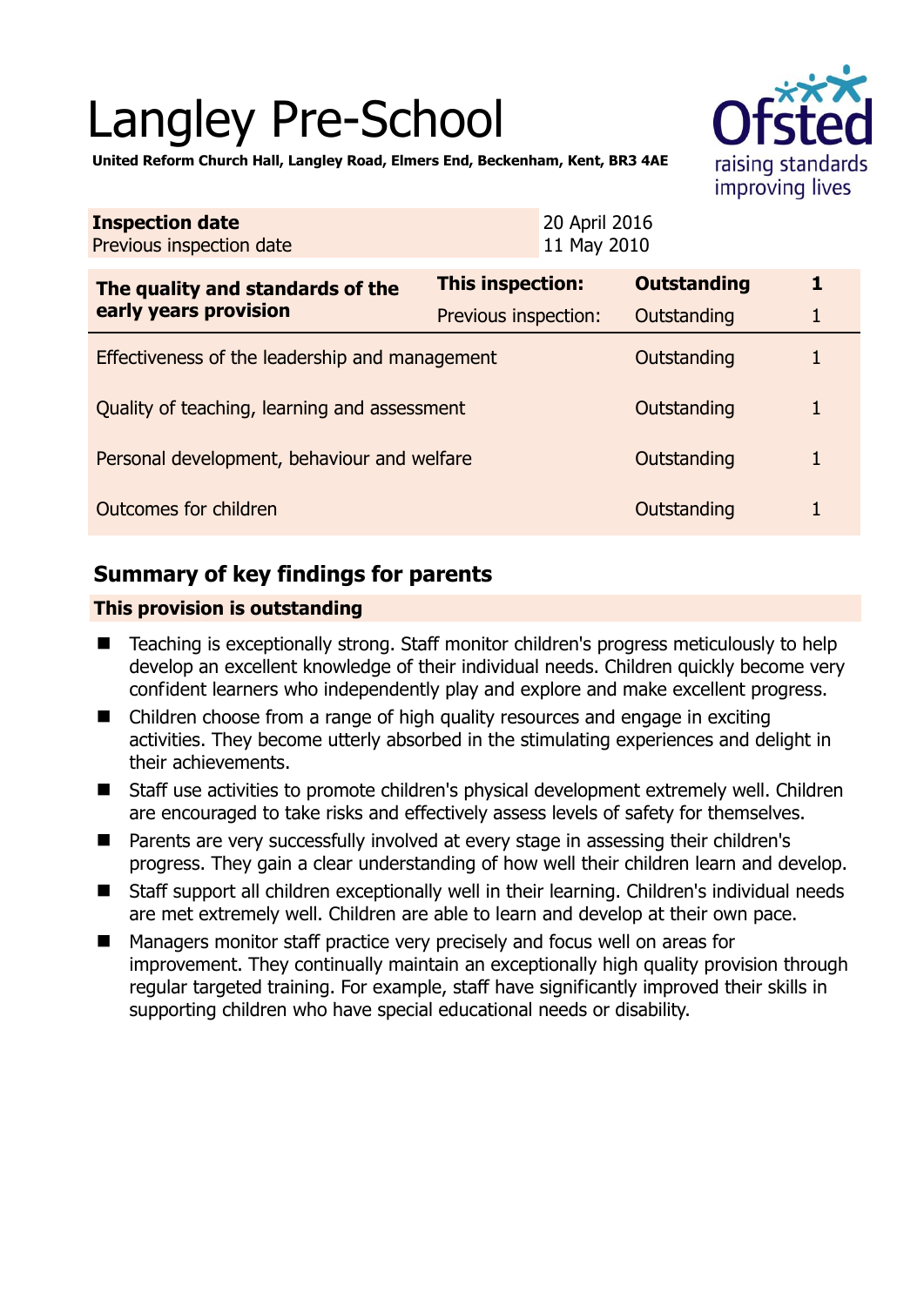# Langley Pre-School

**United Reform Church Hall, Langley Road, Elmers End, Beckenham, Kent, BR3 4AE**

Ofsted raising standards improving lives

| **Inspection date** | 20 April 2016 |
|---|---|
| Previous inspection date | 11 May 2010 |

| **The quality and standards of the early years provision** | **This inspection:** | **Outstanding** | **1** |
|---|---|---|---|
| | Previous inspection: | Outstanding | 1 |
| Effectiveness of the leadership and management | | Outstanding | 1 |
| Quality of teaching, learning and assessment | | Outstanding | 1 |
| Personal development, behaviour and welfare | | Outstanding | 1 |
| Outcomes for children | | Outstanding | 1 |

## Summary of key findings for parents

**This provision is outstanding**

- Teaching is exceptionally strong. Staff monitor children's progress meticulously to help develop an excellent knowledge of their individual needs. Children quickly become very confident learners who independently play and explore and make excellent progress.
- Children choose from a range of high quality resources and engage in exciting activities. They become utterly absorbed in the stimulating experiences and delight in their achievements.
- Staff use activities to promote children's physical development extremely well. Children are encouraged to take risks and effectively assess levels of safety for themselves.
- Parents are very successfully involved at every stage in assessing their children's progress. They gain a clear understanding of how well their children learn and develop.
- Staff support all children exceptionally well in their learning. Children's individual needs are met extremely well. Children are able to learn and develop at their own pace.
- Managers monitor staff practice very precisely and focus well on areas for improvement. They continually maintain an exceptionally high quality provision through regular targeted training. For example, staff have significantly improved their skills in supporting children who have special educational needs or disability.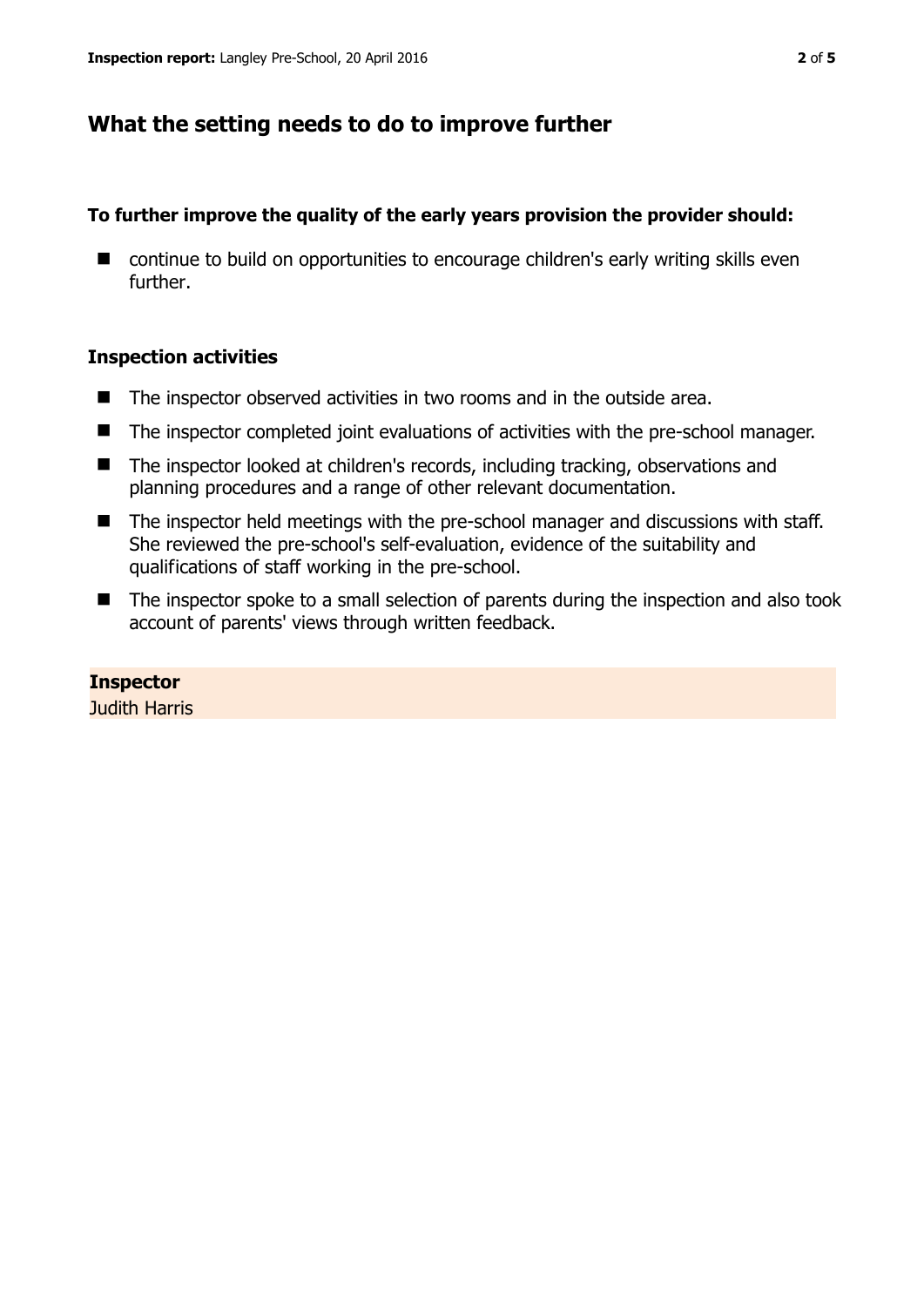## What the setting needs to do to improve further

**To further improve the quality of the early years provision the provider should:**

- continue to build on opportunities to encourage children's early writing skills even further.

### Inspection activities

- The inspector observed activities in two rooms and in the outside area.
- The inspector completed joint evaluations of activities with the pre-school manager.
- The inspector looked at children's records, including tracking, observations and planning procedures and a range of other relevant documentation.
- The inspector held meetings with the pre-school manager and discussions with staff. She reviewed the pre-school's self-evaluation, evidence of the suitability and qualifications of staff working in the pre-school.
- The inspector spoke to a small selection of parents during the inspection and also took account of parents' views through written feedback.

**Inspector**
Judith Harris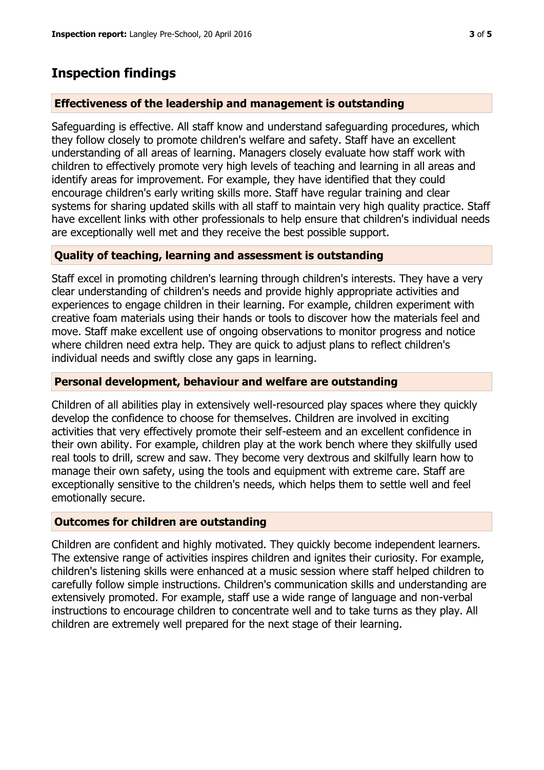## Inspection findings

### Effectiveness of the leadership and management is outstanding

Safeguarding is effective. All staff know and understand safeguarding procedures, which they follow closely to promote children's welfare and safety. Staff have an excellent understanding of all areas of learning. Managers closely evaluate how staff work with children to effectively promote very high levels of teaching and learning in all areas and identify areas for improvement. For example, they have identified that they could encourage children's early writing skills more. Staff have regular training and clear systems for sharing updated skills with all staff to maintain very high quality practice. Staff have excellent links with other professionals to help ensure that children's individual needs are exceptionally well met and they receive the best possible support.

### Quality of teaching, learning and assessment is outstanding

Staff excel in promoting children's learning through children's interests. They have a very clear understanding of children's needs and provide highly appropriate activities and experiences to engage children in their learning. For example, children experiment with creative foam materials using their hands or tools to discover how the materials feel and move. Staff make excellent use of ongoing observations to monitor progress and notice where children need extra help. They are quick to adjust plans to reflect children's individual needs and swiftly close any gaps in learning.

### Personal development, behaviour and welfare are outstanding

Children of all abilities play in extensively well-resourced play spaces where they quickly develop the confidence to choose for themselves. Children are involved in exciting activities that very effectively promote their self-esteem and an excellent confidence in their own ability. For example, children play at the work bench where they skilfully used real tools to drill, screw and saw. They become very dextrous and skilfully learn how to manage their own safety, using the tools and equipment with extreme care. Staff are exceptionally sensitive to the children's needs, which helps them to settle well and feel emotionally secure.

### Outcomes for children are outstanding

Children are confident and highly motivated. They quickly become independent learners. The extensive range of activities inspires children and ignites their curiosity. For example, children's listening skills were enhanced at a music session where staff helped children to carefully follow simple instructions. Children's communication skills and understanding are extensively promoted. For example, staff use a wide range of language and non-verbal instructions to encourage children to concentrate well and to take turns as they play. All children are extremely well prepared for the next stage of their learning.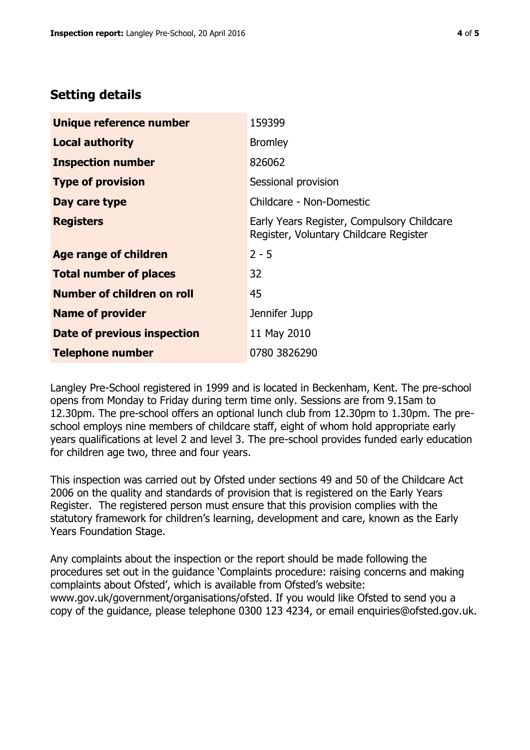## Setting details

| | |
|---|---|
| **Unique reference number** | 159399 |
| **Local authority** | Bromley |
| **Inspection number** | 826062 |
| **Type of provision** | Sessional provision |
| **Day care type** | Childcare - Non-Domestic |
| **Registers** | Early Years Register, Compulsory Childcare Register, Voluntary Childcare Register |
| **Age range of children** | 2 - 5 |
| **Total number of places** | 32 |
| **Number of children on roll** | 45 |
| **Name of provider** | Jennifer Jupp |
| **Date of previous inspection** | 11 May 2010 |
| **Telephone number** | 0780 3826290 |

Langley Pre-School registered in 1999 and is located in Beckenham, Kent. The pre-school opens from Monday to Friday during term time only. Sessions are from 9.15am to 12.30pm. The pre-school offers an optional lunch club from 12.30pm to 1.30pm. The pre-school employs nine members of childcare staff, eight of whom hold appropriate early years qualifications at level 2 and level 3. The pre-school provides funded early education for children age two, three and four years.

This inspection was carried out by Ofsted under sections 49 and 50 of the Childcare Act 2006 on the quality and standards of provision that is registered on the Early Years Register. The registered person must ensure that this provision complies with the statutory framework for children's learning, development and care, known as the Early Years Foundation Stage.

Any complaints about the inspection or the report should be made following the procedures set out in the guidance 'Complaints procedure: raising concerns and making complaints about Ofsted', which is available from Ofsted's website: www.gov.uk/government/organisations/ofsted. If you would like Ofsted to send you a copy of the guidance, please telephone 0300 123 4234, or email enquiries@ofsted.gov.uk.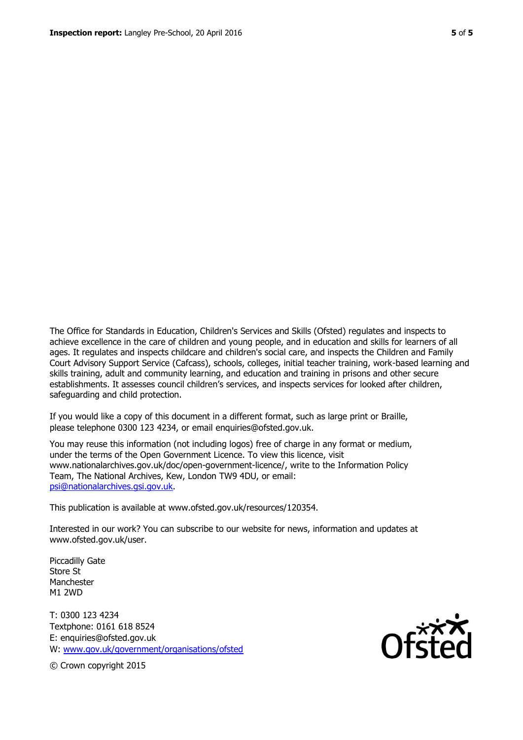The Office for Standards in Education, Children's Services and Skills (Ofsted) regulates and inspects to achieve excellence in the care of children and young people, and in education and skills for learners of all ages. It regulates and inspects childcare and children's social care, and inspects the Children and Family Court Advisory Support Service (Cafcass), schools, colleges, initial teacher training, work-based learning and skills training, adult and community learning, and education and training in prisons and other secure establishments. It assesses council children's services, and inspects services for looked after children, safeguarding and child protection.

If you would like a copy of this document in a different format, such as large print or Braille, please telephone 0300 123 4234, or email enquiries@ofsted.gov.uk.

You may reuse this information (not including logos) free of charge in any format or medium, under the terms of the Open Government Licence. To view this licence, visit www.nationalarchives.gov.uk/doc/open-government-licence/, write to the Information Policy Team, The National Archives, Kew, London TW9 4DU, or email: psi@nationalarchives.gsi.gov.uk.

This publication is available at www.ofsted.gov.uk/resources/120354.

Interested in our work? You can subscribe to our website for news, information and updates at www.ofsted.gov.uk/user.

Piccadilly Gate
Store St
Manchester
M1 2WD

T: 0300 123 4234
Textphone: 0161 618 8524
E: enquiries@ofsted.gov.uk
W: www.gov.uk/government/organisations/ofsted

© Crown copyright 2015